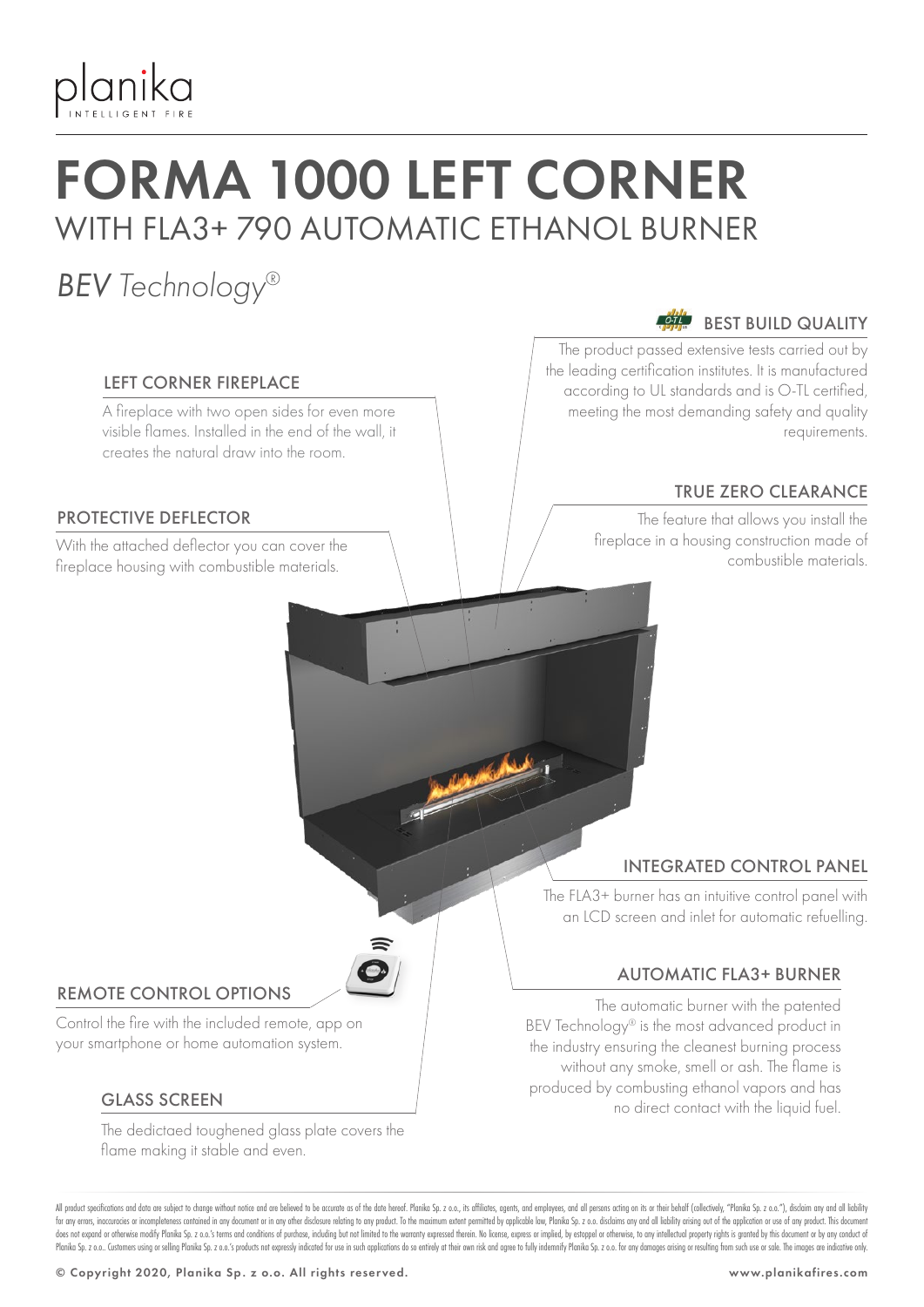planika
INTELLIGENT FIRE

# FORMA 1000 LEFT CORNER

## WITH FLA3+ 790 AUTOMATIC ETHANOL BURNER

*BEV Technology®*

### LEFT CORNER FIREPLACE

A fireplace with two open sides for even more visible flames. Installed in the end of the wall, it creates the natural draw into the room.

### PROTECTIVE DEFLECTOR

With the attached deflector you can cover the fireplace housing with combustible materials.

### BEST BUILD QUALITY

The product passed extensive tests carried out by the leading certification institutes. It is manufactured according to UL standards and is O-TL certified, meeting the most demanding safety and quality requirements.

### TRUE ZERO CLEARANCE

The feature that allows you install the fireplace in a housing construction made of combustible materials.

### INTEGRATED CONTROL PANEL

The FLA3+ burner has an intuitive control panel with an LCD screen and inlet for automatic refuelling.

### REMOTE CONTROL OPTIONS

Control the fire with the included remote, app on your smartphone or home automation system.

### AUTOMATIC FLA3+ BURNER

The automatic burner with the patented BEV Technology® is the most advanced product in the industry ensuring the cleanest burning process without any smoke, smell or ash. The flame is produced by combusting ethanol vapors and has no direct contact with the liquid fuel.

### GLASS SCREEN

The dedictaed toughened glass plate covers the flame making it stable and even.

All product specifications and data are subject to change without notice and are believed to be accurate as of the date hereof. Planika Sp. z o.o., its affiliates, agents, and employees, and all persons acting on its or their behalf (collectively, "Planika Sp. z o.o."), disclaim any and all liability for any errors, inaccuracies or incompleteness contained in any document or in any other disclosure relating to any product. To the maximum extent permitted by applicable law, Planika Sp. z o.o. disclaims any and all liability arising out of the application or use of any product. This document does not expand or otherwise modify Planika Sp. z o.o.'s terms and conditions of purchase, including but not limited to the warranty expressed therein. No license, express or implied, by estoppel or otherwise, to any intellectual property rights is granted by this document or by any conduct of Planika Sp. z o.o.. Customers using or selling Planika Sp. z o.o.'s products not expressly indicated for use in such applications do so entirely at their own risk and agree to fully indemnify Planika Sp. z o.o. for any damages arising or resulting from such use or sale. The images are indicative only.

© Copyright 2020, Planika Sp. z o.o. All rights reserved. www.planikafires.com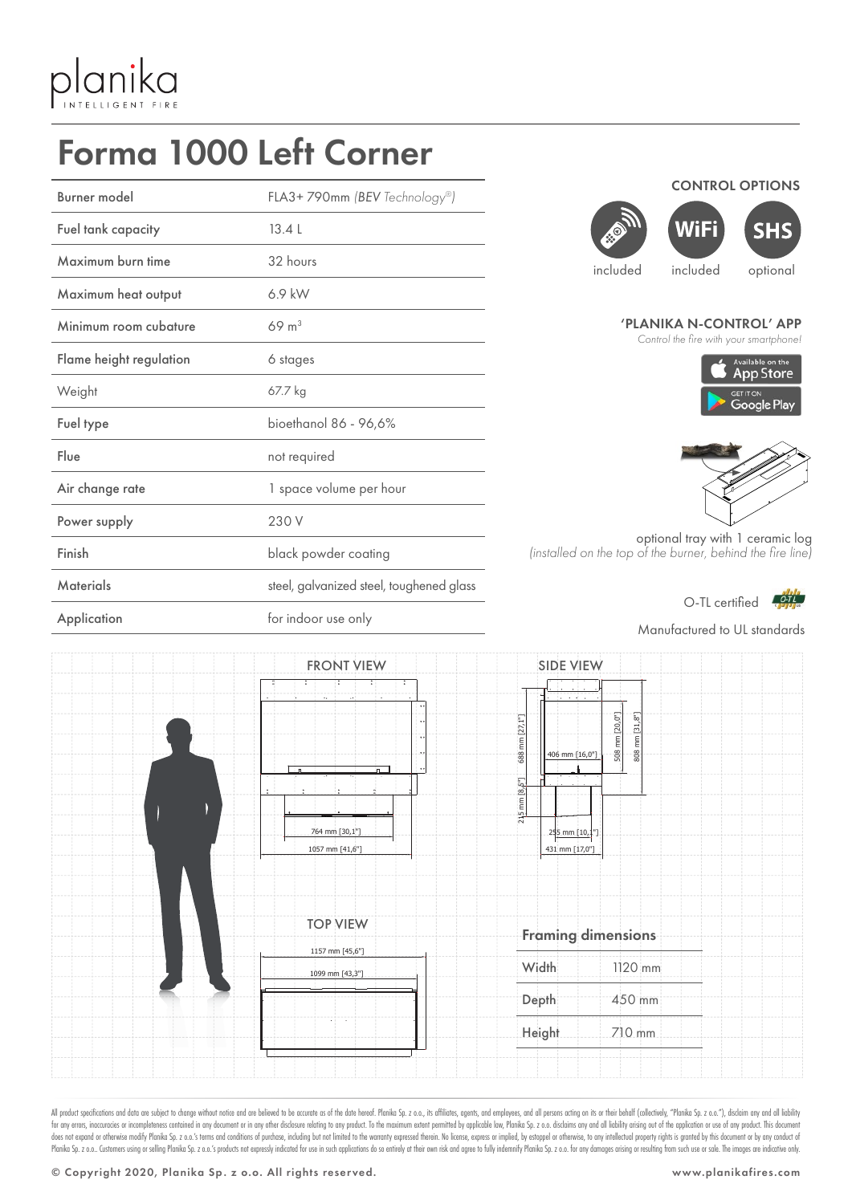planika
INTELLIGENT FIRE

# Forma 1000 Left Corner

| | |
|---|---|
| Burner model | FLA3+ 790mm *(BEV Technology®)* |
| Fuel tank capacity | 13.4 L |
| Maximum burn time | 32 hours |
| Maximum heat output | 6.9 kW |
| Minimum room cubature | 69 m³ |
| Flame height regulation | 6 stages |
| Weight | 67.7 kg |
| Fuel type | bioethanol 86 - 96,6% |
| Flue | not required |
| Air change rate | 1 space volume per hour |
| Power supply | 230 V |
| Finish | black powder coating |
| Materials | steel, galvanized steel, toughened glass |
| Application | for indoor use only |

## CONTROL OPTIONS

WiFi SHS

included included optional

## 'PLANIKA N-CONTROL' APP

*Control the fire with your smartphone!*

Available on the App Store

GET IT ON Google Play

optional tray with 1 ceramic log
*(installed on the top of the burner, behind the fire line)*

O-TL certified

Manufactured to UL standards

FRONT VIEW

764 mm [30,1"]
1057 mm [41,6"]

SIDE VIEW

688 mm [27,1"]
406 mm [16,0"]
508 mm [20,0"]
808 mm [31,8"]
215 mm [8,5"]
255 mm [10,1"]
431 mm [17,0"]

TOP VIEW

1157 mm [45,6"]
1099 mm [43,3"]

## Framing dimensions

| | |
|---|---|
| Width | 1120 mm |
| Depth | 450 mm |
| Height | 710 mm |

All product specifications and data are subject to change without notice and are believed to be accurate as of the date hereof. Planika Sp. z o.o., its affiliates, agents, and employees, and all persons acting on its or their behalf (collectively, "Planika Sp. z o.o."), disclaim any and all liability for any errors, inaccuracies or incompleteness contained in any document or in any other disclosure relating to any product. To the maximum extent permitted by applicable law, Planika Sp. z o.o. disclaims any and all liability arising out of the application or use of any product. This document does not expand or otherwise modify Planika Sp. z o.o.'s terms and conditions of purchase, including but not limited to the warranty expressed therein. No license, express or implied, by estoppel or otherwise, to any intellectual property rights is granted by this document or by any conduct of Planika Sp. z o.o.. Customers using or selling Planika Sp. z o.o.'s products not expressly indicated for use in such applications do so entirely at their own risk and agree to fully indemnify Planika Sp. z o.o. for any damages arising or resulting from such use or sale. The images are indicative only.

© Copyright 2020, Planika Sp. z o.o. All rights reserved.

www.planikafires.com